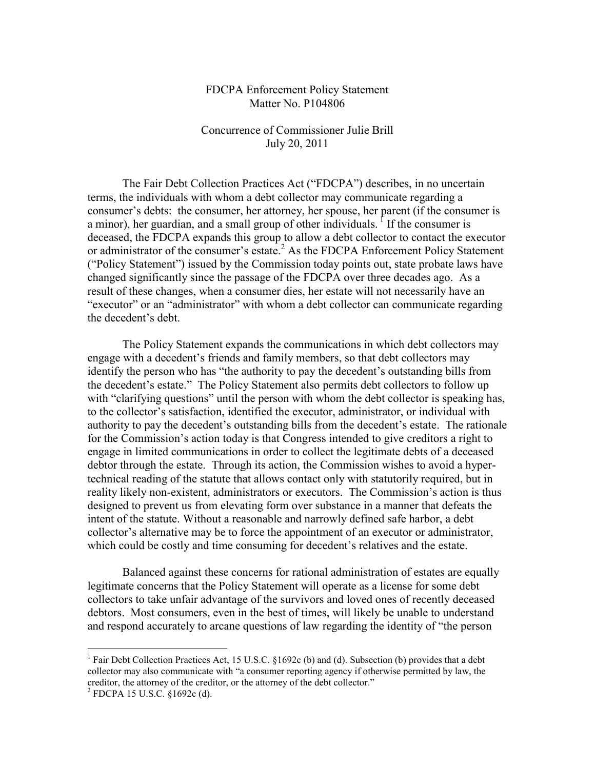FDCPA Enforcement Policy Statement
Matter No. P104806

Concurrence of Commissioner Julie Brill
July 20, 2011

The Fair Debt Collection Practices Act ("FDCPA") describes, in no uncertain terms, the individuals with whom a debt collector may communicate regarding a consumer's debts: the consumer, her attorney, her spouse, her parent (if the consumer is a minor), her guardian, and a small group of other individuals.[1] If the consumer is deceased, the FDCPA expands this group to allow a debt collector to contact the executor or administrator of the consumer's estate.[2] As the FDCPA Enforcement Policy Statement ("Policy Statement") issued by the Commission today points out, state probate laws have changed significantly since the passage of the FDCPA over three decades ago. As a result of these changes, when a consumer dies, her estate will not necessarily have an "executor" or an "administrator" with whom a debt collector can communicate regarding the decedent's debt.

The Policy Statement expands the communications in which debt collectors may engage with a decedent's friends and family members, so that debt collectors may identify the person who has "the authority to pay the decedent's outstanding bills from the decedent's estate." The Policy Statement also permits debt collectors to follow up with "clarifying questions" until the person with whom the debt collector is speaking has, to the collector's satisfaction, identified the executor, administrator, or individual with authority to pay the decedent's outstanding bills from the decedent's estate. The rationale for the Commission's action today is that Congress intended to give creditors a right to engage in limited communications in order to collect the legitimate debts of a deceased debtor through the estate. Through its action, the Commission wishes to avoid a hyper-technical reading of the statute that allows contact only with statutorily required, but in reality likely non-existent, administrators or executors. The Commission's action is thus designed to prevent us from elevating form over substance in a manner that defeats the intent of the statute. Without a reasonable and narrowly defined safe harbor, a debt collector's alternative may be to force the appointment of an executor or administrator, which could be costly and time consuming for decedent's relatives and the estate.

Balanced against these concerns for rational administration of estates are equally legitimate concerns that the Policy Statement will operate as a license for some debt collectors to take unfair advantage of the survivors and loved ones of recently deceased debtors. Most consumers, even in the best of times, will likely be unable to understand and respond accurately to arcane questions of law regarding the identity of "the person

---

[1] Fair Debt Collection Practices Act, 15 U.S.C. §1692c (b) and (d). Subsection (b) provides that a debt collector may also communicate with "a consumer reporting agency if otherwise permitted by law, the creditor, the attorney of the creditor, or the attorney of the debt collector."

[2] FDCPA 15 U.S.C. §1692c (d).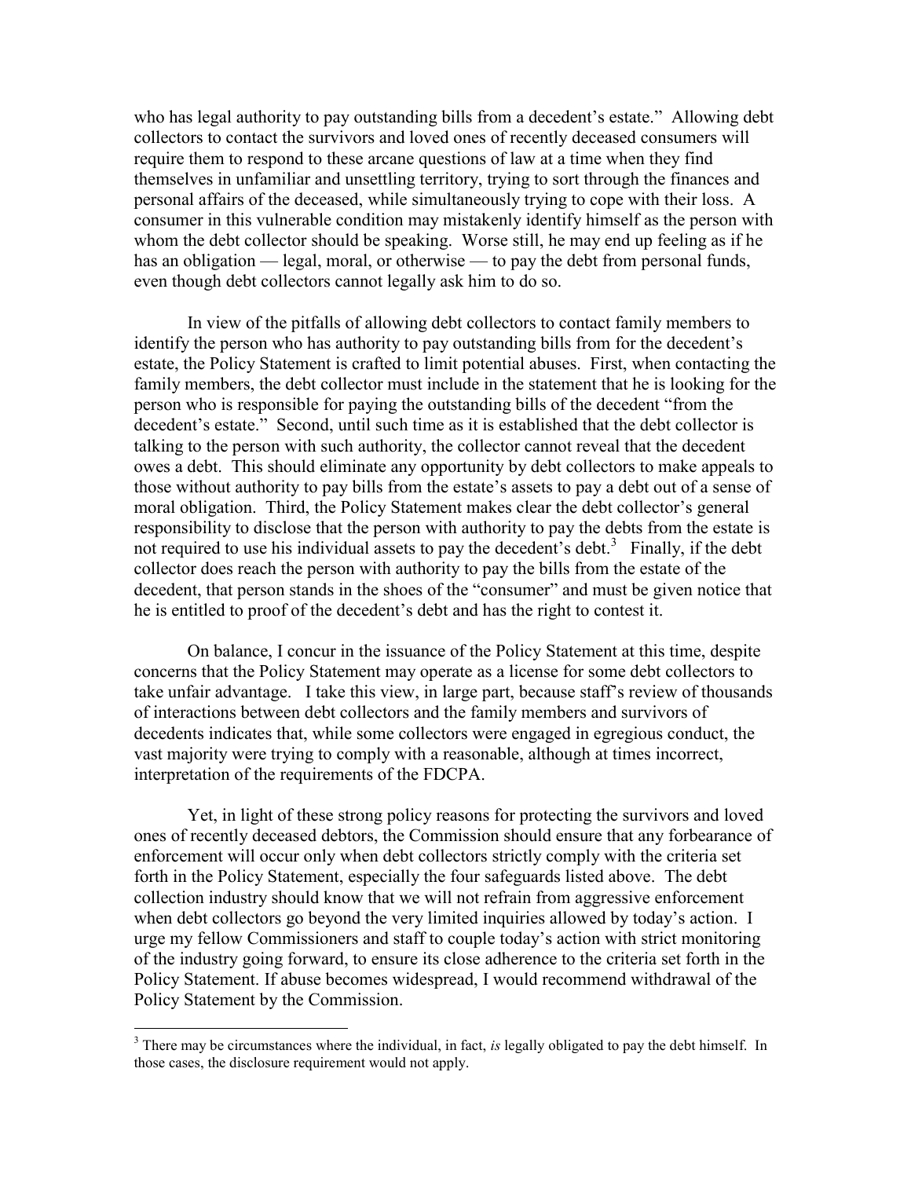who has legal authority to pay outstanding bills from a decedent's estate." Allowing debt collectors to contact the survivors and loved ones of recently deceased consumers will require them to respond to these arcane questions of law at a time when they find themselves in unfamiliar and unsettling territory, trying to sort through the finances and personal affairs of the deceased, while simultaneously trying to cope with their loss. A consumer in this vulnerable condition may mistakenly identify himself as the person with whom the debt collector should be speaking. Worse still, he may end up feeling as if he has an obligation — legal, moral, or otherwise — to pay the debt from personal funds, even though debt collectors cannot legally ask him to do so.

In view of the pitfalls of allowing debt collectors to contact family members to identify the person who has authority to pay outstanding bills from for the decedent's estate, the Policy Statement is crafted to limit potential abuses. First, when contacting the family members, the debt collector must include in the statement that he is looking for the person who is responsible for paying the outstanding bills of the decedent "from the decedent's estate." Second, until such time as it is established that the debt collector is talking to the person with such authority, the collector cannot reveal that the decedent owes a debt. This should eliminate any opportunity by debt collectors to make appeals to those without authority to pay bills from the estate's assets to pay a debt out of a sense of moral obligation. Third, the Policy Statement makes clear the debt collector's general responsibility to disclose that the person with authority to pay the debts from the estate is not required to use his individual assets to pay the decedent's debt.[3] Finally, if the debt collector does reach the person with authority to pay the bills from the estate of the decedent, that person stands in the shoes of the "consumer" and must be given notice that he is entitled to proof of the decedent's debt and has the right to contest it.

On balance, I concur in the issuance of the Policy Statement at this time, despite concerns that the Policy Statement may operate as a license for some debt collectors to take unfair advantage. I take this view, in large part, because staff's review of thousands of interactions between debt collectors and the family members and survivors of decedents indicates that, while some collectors were engaged in egregious conduct, the vast majority were trying to comply with a reasonable, although at times incorrect, interpretation of the requirements of the FDCPA.

Yet, in light of these strong policy reasons for protecting the survivors and loved ones of recently deceased debtors, the Commission should ensure that any forbearance of enforcement will occur only when debt collectors strictly comply with the criteria set forth in the Policy Statement, especially the four safeguards listed above. The debt collection industry should know that we will not refrain from aggressive enforcement when debt collectors go beyond the very limited inquiries allowed by today's action. I urge my fellow Commissioners and staff to couple today's action with strict monitoring of the industry going forward, to ensure its close adherence to the criteria set forth in the Policy Statement. If abuse becomes widespread, I would recommend withdrawal of the Policy Statement by the Commission.

[3] There may be circumstances where the individual, in fact, *is* legally obligated to pay the debt himself. In those cases, the disclosure requirement would not apply.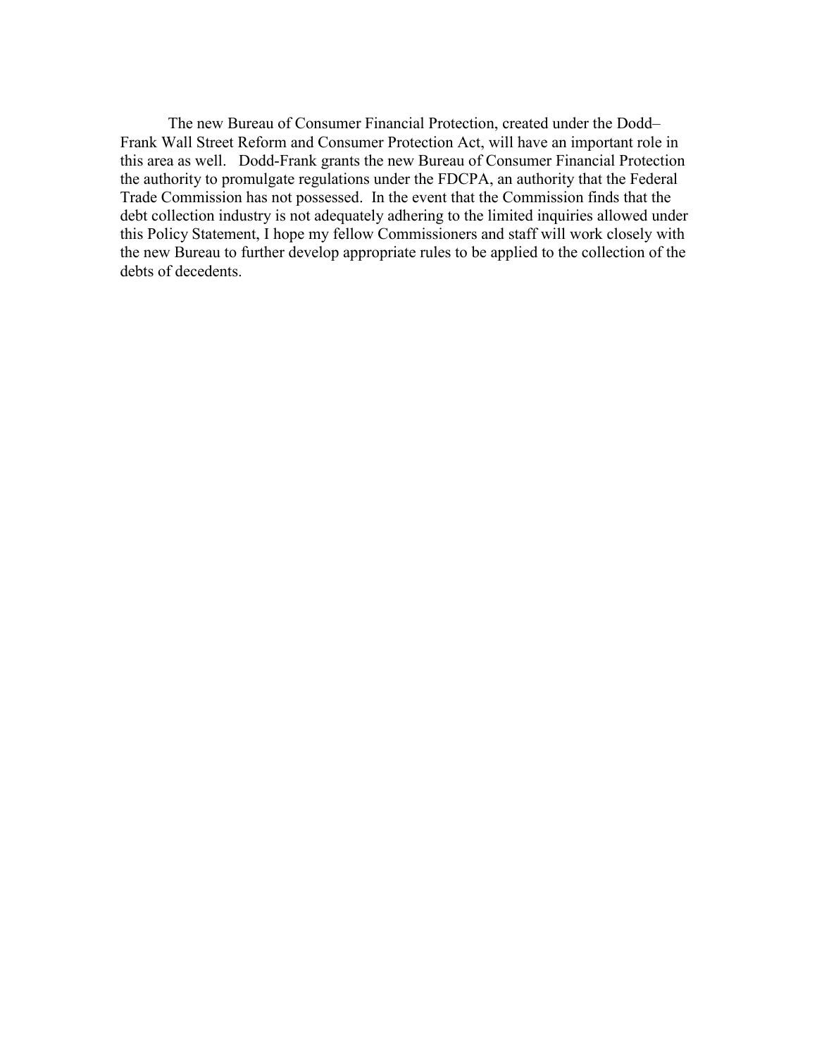The new Bureau of Consumer Financial Protection, created under the Dodd–Frank Wall Street Reform and Consumer Protection Act, will have an important role in this area as well. Dodd-Frank grants the new Bureau of Consumer Financial Protection the authority to promulgate regulations under the FDCPA, an authority that the Federal Trade Commission has not possessed. In the event that the Commission finds that the debt collection industry is not adequately adhering to the limited inquiries allowed under this Policy Statement, I hope my fellow Commissioners and staff will work closely with the new Bureau to further develop appropriate rules to be applied to the collection of the debts of decedents.